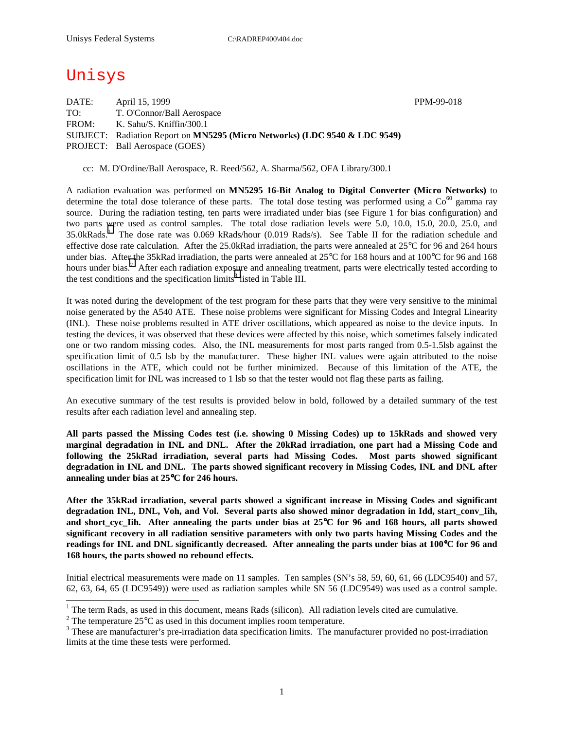Unisys Federal Systems C:\RADREP400\404.doc

# Unisys

DATE: April 15, 1999 PPM-99-018
TO: T. O'Connor/Ball Aerospace
FROM: K. Sahu/S. Kniffin/300.1
SUBJECT: Radiation Report on **MN5295 (Micro Networks) (LDC 9540 & LDC 9549)**
PROJECT: Ball Aerospace (GOES)

cc: M. D'Ordine/Ball Aerospace, R. Reed/562, A. Sharma/562, OFA Library/300.1

A radiation evaluation was performed on **MN5295 16-Bit Analog to Digital Converter (Micro Networks)** to determine the total dose tolerance of these parts. The total dose testing was performed using a $Co^{60}$ gamma ray source. During the radiation testing, ten parts were irradiated under bias (see Figure 1 for bias configuration) and two parts were used as control samples. The total dose radiation levels were 5.0, 10.0, 15.0, 20.0, 25.0, and 35.0kRads.[1] The dose rate was 0.069 kRads/hour (0.019 Rads/s). See Table II for the radiation schedule and effective dose rate calculation. After the 25.0kRad irradiation, the parts were annealed at 25°C for 96 and 264 hours under bias. After the 35kRad irradiation, the parts were annealed at 25°C for 168 hours and at 100°C for 96 and 168 hours under bias.[2] After each radiation exposure and annealing treatment, parts were electrically tested according to the test conditions and the specification limits[3] listed in Table III.

It was noted during the development of the test program for these parts that they were very sensitive to the minimal noise generated by the A540 ATE. These noise problems were significant for Missing Codes and Integral Linearity (INL). These noise problems resulted in ATE driver oscillations, which appeared as noise to the device inputs. In testing the devices, it was observed that these devices were affected by this noise, which sometimes falsely indicated one or two random missing codes. Also, the INL measurements for most parts ranged from 0.5-1.5lsb against the specification limit of 0.5 lsb by the manufacturer. These higher INL values were again attributed to the noise oscillations in the ATE, which could not be further minimized. Because of this limitation of the ATE, the specification limit for INL was increased to 1 lsb so that the tester would not flag these parts as failing.

An executive summary of the test results is provided below in bold, followed by a detailed summary of the test results after each radiation level and annealing step.

**All parts passed the Missing Codes test (i.e. showing 0 Missing Codes) up to 15kRads and showed very marginal degradation in INL and DNL. After the 20kRad irradiation, one part had a Missing Code and following the 25kRad irradiation, several parts had Missing Codes. Most parts showed significant degradation in INL and DNL. The parts showed significant recovery in Missing Codes, INL and DNL after annealing under bias at 25°C for 246 hours.**

**After the 35kRad irradiation, several parts showed a significant increase in Missing Codes and significant degradation INL, DNL, Voh, and Vol. Several parts also showed minor degradation in Idd, start_conv_Iih, and short_cyc_Iih. After annealing the parts under bias at 25°C for 96 and 168 hours, all parts showed significant recovery in all radiation sensitive parameters with only two parts having Missing Codes and the readings for INL and DNL significantly decreased. After annealing the parts under bias at 100°C for 96 and 168 hours, the parts showed no rebound effects.**

Initial electrical measurements were made on 11 samples. Ten samples (SN's 58, 59, 60, 61, 66 (LDC9540) and 57, 62, 63, 64, 65 (LDC9549)) were used as radiation samples while SN 56 (LDC9549) was used as a control sample.

---

[1] The term Rads, as used in this document, means Rads (silicon). All radiation levels cited are cumulative.

[2] The temperature 25°C as used in this document implies room temperature.

[3] These are manufacturer's pre-irradiation data specification limits. The manufacturer provided no post-irradiation limits at the time these tests were performed.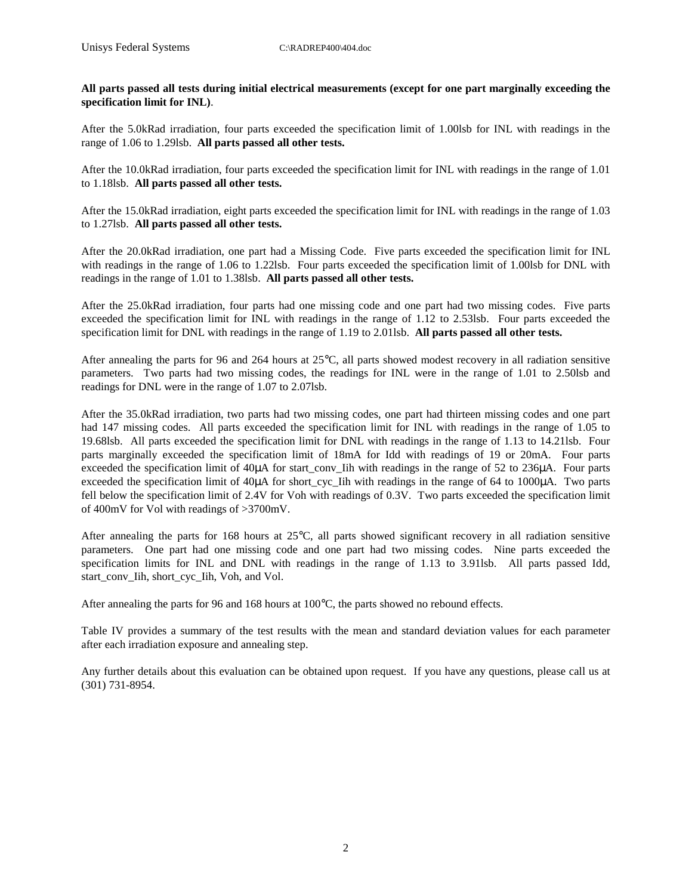**All parts passed all tests during initial electrical measurements (except for one part marginally exceeding the specification limit for INL)**.

After the 5.0kRad irradiation, four parts exceeded the specification limit of 1.00lsb for INL with readings in the range of 1.06 to 1.29lsb. **All parts passed all other tests.**

After the 10.0kRad irradiation, four parts exceeded the specification limit for INL with readings in the range of 1.01 to 1.18lsb. **All parts passed all other tests.**

After the 15.0kRad irradiation, eight parts exceeded the specification limit for INL with readings in the range of 1.03 to 1.27lsb. **All parts passed all other tests.**

After the 20.0kRad irradiation, one part had a Missing Code. Five parts exceeded the specification limit for INL with readings in the range of 1.06 to 1.22lsb. Four parts exceeded the specification limit of 1.00lsb for DNL with readings in the range of 1.01 to 1.38lsb. **All parts passed all other tests.**

After the 25.0kRad irradiation, four parts had one missing code and one part had two missing codes. Five parts exceeded the specification limit for INL with readings in the range of 1.12 to 2.53lsb. Four parts exceeded the specification limit for DNL with readings in the range of 1.19 to 2.01lsb. **All parts passed all other tests.**

After annealing the parts for 96 and 264 hours at 25°C, all parts showed modest recovery in all radiation sensitive parameters. Two parts had two missing codes, the readings for INL were in the range of 1.01 to 2.50lsb and readings for DNL were in the range of 1.07 to 2.07lsb.

After the 35.0kRad irradiation, two parts had two missing codes, one part had thirteen missing codes and one part had 147 missing codes. All parts exceeded the specification limit for INL with readings in the range of 1.05 to 19.68lsb. All parts exceeded the specification limit for DNL with readings in the range of 1.13 to 14.21lsb. Four parts marginally exceeded the specification limit of 18mA for Idd with readings of 19 or 20mA. Four parts exceeded the specification limit of 40μA for start_conv_Iih with readings in the range of 52 to 236μA. Four parts exceeded the specification limit of 40μA for short_cyc_Iih with readings in the range of 64 to 1000μA. Two parts fell below the specification limit of 2.4V for Voh with readings of 0.3V. Two parts exceeded the specification limit of 400mV for Vol with readings of >3700mV.

After annealing the parts for 168 hours at 25°C, all parts showed significant recovery in all radiation sensitive parameters. One part had one missing code and one part had two missing codes. Nine parts exceeded the specification limits for INL and DNL with readings in the range of 1.13 to 3.91lsb. All parts passed Idd, start_conv_Iih, short_cyc_Iih, Voh, and Vol.

After annealing the parts for 96 and 168 hours at 100°C, the parts showed no rebound effects.

Table IV provides a summary of the test results with the mean and standard deviation values for each parameter after each irradiation exposure and annealing step.

Any further details about this evaluation can be obtained upon request. If you have any questions, please call us at (301) 731-8954.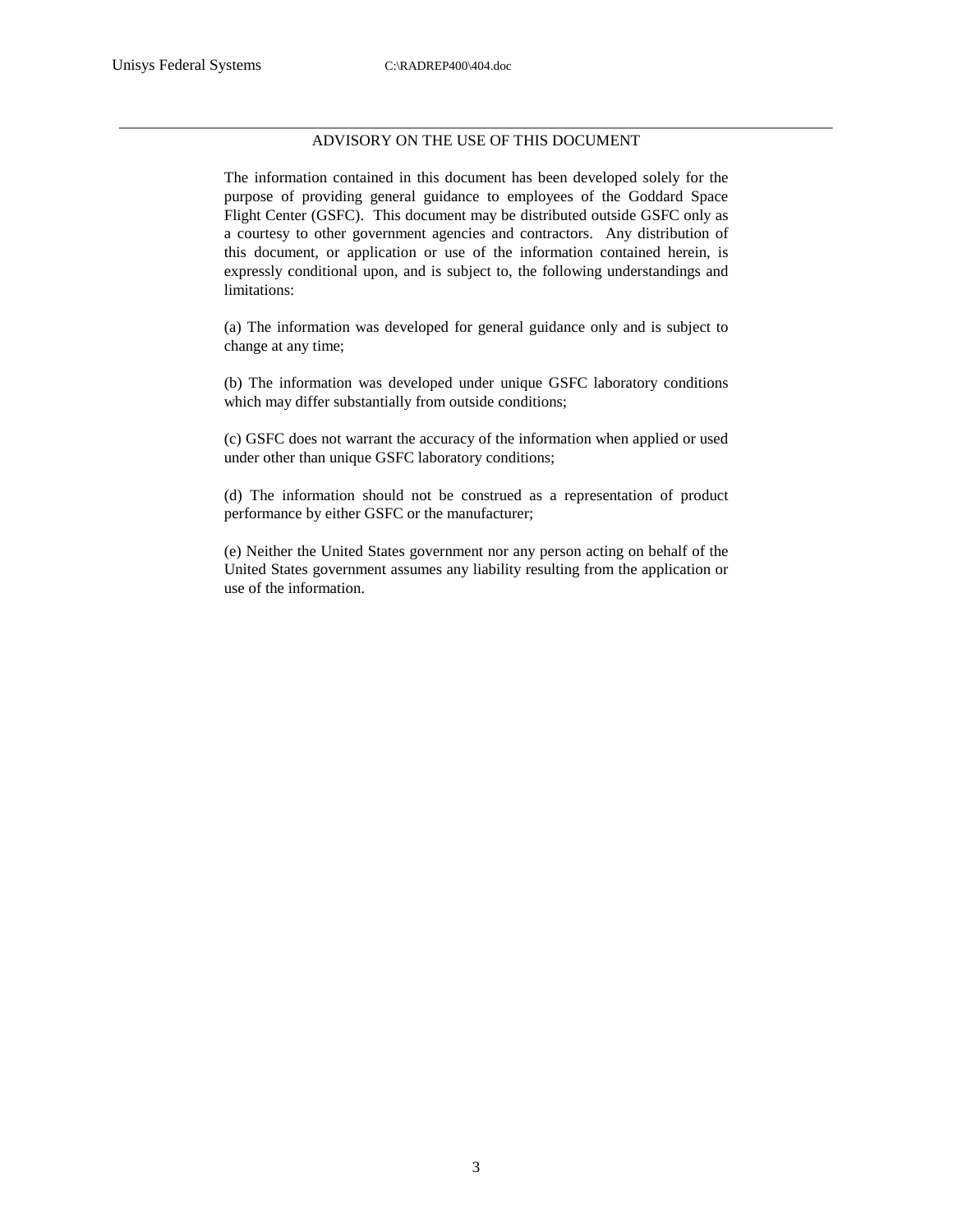## ADVISORY ON THE USE OF THIS DOCUMENT

The information contained in this document has been developed solely for the purpose of providing general guidance to employees of the Goddard Space Flight Center (GSFC). This document may be distributed outside GSFC only as a courtesy to other government agencies and contractors. Any distribution of this document, or application or use of the information contained herein, is expressly conditional upon, and is subject to, the following understandings and limitations:

(a) The information was developed for general guidance only and is subject to change at any time;

(b) The information was developed under unique GSFC laboratory conditions which may differ substantially from outside conditions;

(c) GSFC does not warrant the accuracy of the information when applied or used under other than unique GSFC laboratory conditions;

(d) The information should not be construed as a representation of product performance by either GSFC or the manufacturer;

(e) Neither the United States government nor any person acting on behalf of the United States government assumes any liability resulting from the application or use of the information.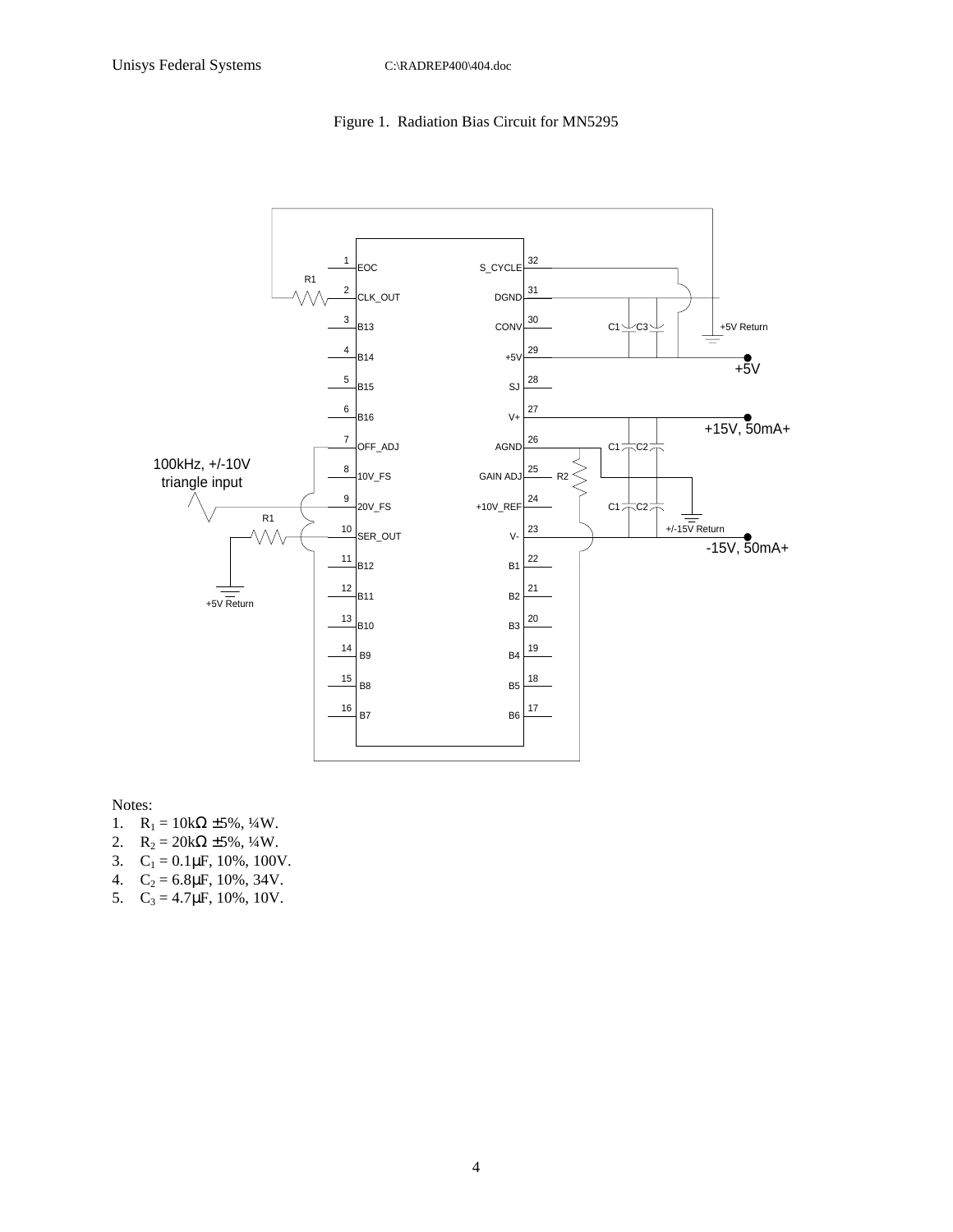Figure 1. Radiation Bias Circuit for MN5295

Notes:

1. $R_1 = 10k\Omega \pm 5\%$, ¼W.
2. $R_2 = 20k\Omega \pm 5\%$, ¼W.
3. $C_1 = 0.1\mu F$, 10%, 100V.
4. $C_2 = 6.8\mu F$, 10%, 34V.
5. $C_3 = 4.7\mu F$, 10%, 10V.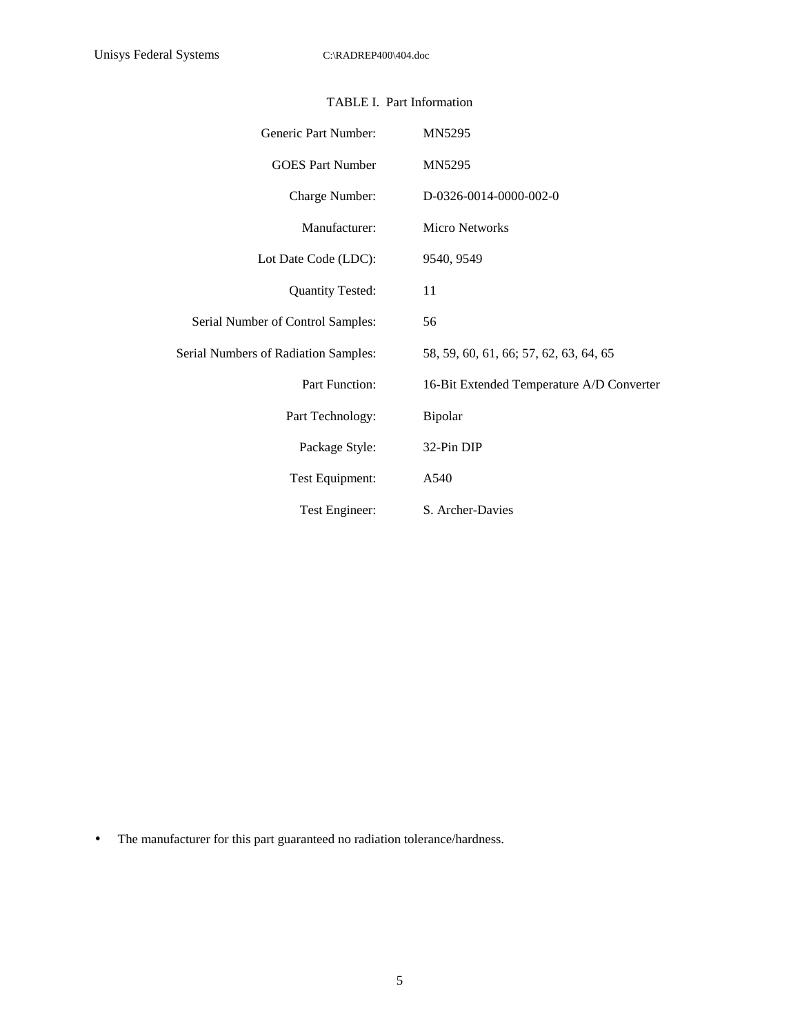TABLE I. Part Information

| | |
|---|---|
| Generic Part Number: | MN5295 |
| GOES Part Number | MN5295 |
| Charge Number: | D-0326-0014-0000-002-0 |
| Manufacturer: | Micro Networks |
| Lot Date Code (LDC): | 9540, 9549 |
| Quantity Tested: | 11 |
| Serial Number of Control Samples: | 56 |
| Serial Numbers of Radiation Samples: | 58, 59, 60, 61, 66; 57, 62, 63, 64, 65 |
| Part Function: | 16-Bit Extended Temperature A/D Converter |
| Part Technology: | Bipolar |
| Package Style: | 32-Pin DIP |
| Test Equipment: | A540 |
| Test Engineer: | S. Archer-Davies |

- The manufacturer for this part guaranteed no radiation tolerance/hardness.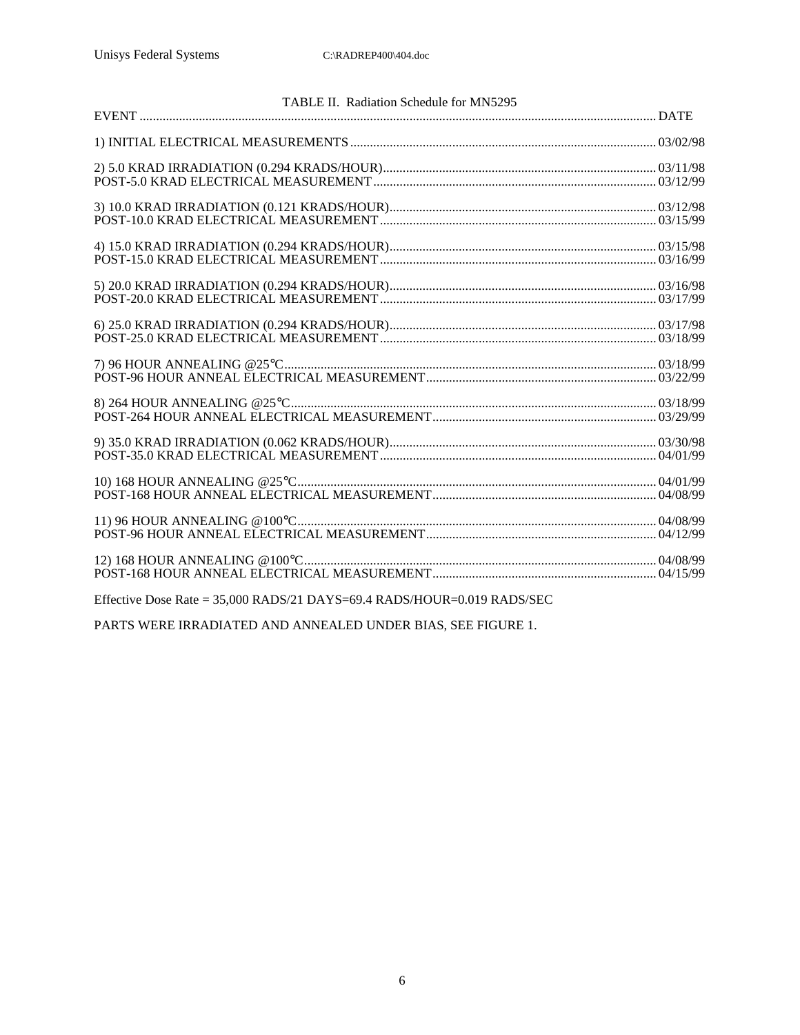TABLE II. Radiation Schedule for MN5295

| EVENT | DATE |
|---|---|
| 1) INITIAL ELECTRICAL MEASUREMENTS | 03/02/98 |
| 2) 5.0 KRAD IRRADIATION (0.294 KRADS/HOUR) | 03/11/98 |
| POST-5.0 KRAD ELECTRICAL MEASUREMENT | 03/12/99 |
| 3) 10.0 KRAD IRRADIATION (0.121 KRADS/HOUR) | 03/12/98 |
| POST-10.0 KRAD ELECTRICAL MEASUREMENT | 03/15/99 |
| 4) 15.0 KRAD IRRADIATION (0.294 KRADS/HOUR) | 03/15/98 |
| POST-15.0 KRAD ELECTRICAL MEASUREMENT | 03/16/99 |
| 5) 20.0 KRAD IRRADIATION (0.294 KRADS/HOUR) | 03/16/98 |
| POST-20.0 KRAD ELECTRICAL MEASUREMENT | 03/17/99 |
| 6) 25.0 KRAD IRRADIATION (0.294 KRADS/HOUR) | 03/17/98 |
| POST-25.0 KRAD ELECTRICAL MEASUREMENT | 03/18/99 |
| 7) 96 HOUR ANNEALING @25°C | 03/18/99 |
| POST-96 HOUR ANNEAL ELECTRICAL MEASUREMENT | 03/22/99 |
| 8) 264 HOUR ANNEALING @25°C | 03/18/99 |
| POST-264 HOUR ANNEAL ELECTRICAL MEASUREMENT | 03/29/99 |
| 9) 35.0 KRAD IRRADIATION (0.062 KRADS/HOUR) | 03/30/98 |
| POST-35.0 KRAD ELECTRICAL MEASUREMENT | 04/01/99 |
| 10) 168 HOUR ANNEALING @25°C | 04/01/99 |
| POST-168 HOUR ANNEAL ELECTRICAL MEASUREMENT | 04/08/99 |
| 11) 96 HOUR ANNEALING @100°C | 04/08/99 |
| POST-96 HOUR ANNEAL ELECTRICAL MEASUREMENT | 04/12/99 |
| 12) 168 HOUR ANNEALING @100°C | 04/08/99 |
| POST-168 HOUR ANNEAL ELECTRICAL MEASUREMENT | 04/15/99 |

Effective Dose Rate = 35,000 RADS/21 DAYS=69.4 RADS/HOUR=0.019 RADS/SEC

PARTS WERE IRRADIATED AND ANNEALED UNDER BIAS, SEE FIGURE 1.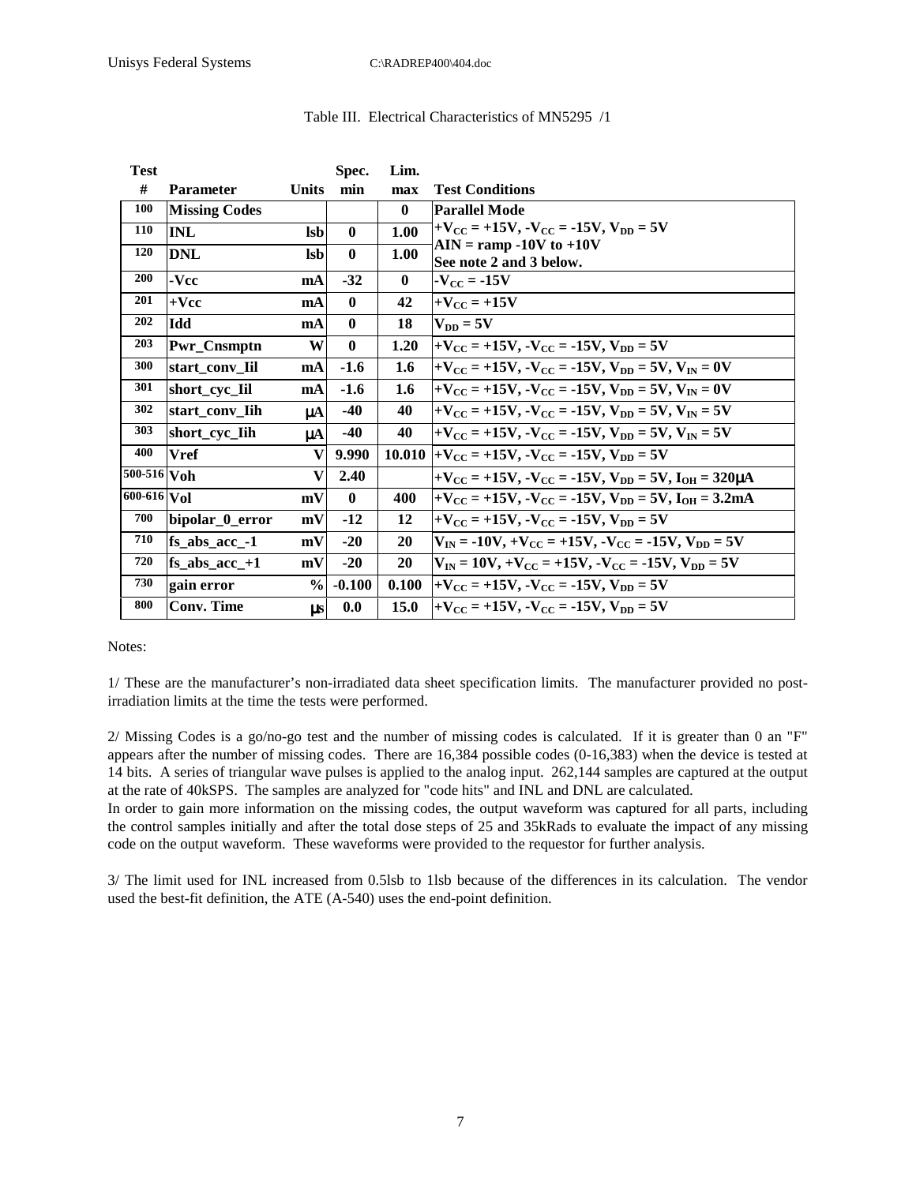Table III. Electrical Characteristics of MN5295 /1

| Test # | Parameter | Units | Spec. min | Lim. max | Test Conditions |
|---|---|---|---|---|---|
| 100 | **Missing Codes** | | | **0** | **Parallel Mode** |
| 110 | **INL** | **lsb** | **0** | **1.00** | **$+V_{CC}$ = +15V, $-V_{CC}$ = -15V, $V_{DD}$ = 5V** |
| 120 | **DNL** | **lsb** | **0** | **1.00** | **AIN = ramp -10V to +10V See note 2 and 3 below.** |
| 200 | **-Vcc** | **mA** | **-32** | **0** | **$-V_{CC}$ = -15V** |
| 201 | **+Vcc** | **mA** | **0** | **42** | **$+V_{CC}$ = +15V** |
| 202 | **Idd** | **mA** | **0** | **18** | **$V_{DD}$ = 5V** |
| 203 | **Pwr_Cnsmptn** | **W** | **0** | **1.20** | **$+V_{CC}$ = +15V, $-V_{CC}$ = -15V, $V_{DD}$ = 5V** |
| 300 | **start_conv_Iil** | **mA** | **-1.6** | **1.6** | **$+V_{CC}$ = +15V, $-V_{CC}$ = -15V, $V_{DD}$ = 5V, $V_{IN}$ = 0V** |
| 301 | **short_cyc_Iil** | **mA** | **-1.6** | **1.6** | **$+V_{CC}$ = +15V, $-V_{CC}$ = -15V, $V_{DD}$ = 5V, $V_{IN}$ = 0V** |
| 302 | **start_conv_Iih** | **μA** | **-40** | **40** | **$+V_{CC}$ = +15V, $-V_{CC}$ = -15V, $V_{DD}$ = 5V, $V_{IN}$ = 5V** |
| 303 | **short_cyc_Iih** | **μA** | **-40** | **40** | **$+V_{CC}$ = +15V, $-V_{CC}$ = -15V, $V_{DD}$ = 5V, $V_{IN}$ = 5V** |
| 400 | **Vref** | **V** | **9.990** | **10.010** | **$+V_{CC}$ = +15V, $-V_{CC}$ = -15V, $V_{DD}$ = 5V** |
| 500-516 | **Voh** | **V** | **2.40** | | **$+V_{CC}$ = +15V, $-V_{CC}$ = -15V, $V_{DD}$ = 5V, $I_{OH}$ = 320μA** |
| 600-616 | **Vol** | **mV** | **0** | **400** | **$+V_{CC}$ = +15V, $-V_{CC}$ = -15V, $V_{DD}$ = 5V, $I_{OH}$ = 3.2mA** |
| 700 | **bipolar_0_error** | **mV** | **-12** | **12** | **$+V_{CC}$ = +15V, $-V_{CC}$ = -15V, $V_{DD}$ = 5V** |
| 710 | **fs_abs_acc_-1** | **mV** | **-20** | **20** | **$V_{IN}$ = -10V, $+V_{CC}$ = +15V, $-V_{CC}$ = -15V, $V_{DD}$ = 5V** |
| 720 | **fs_abs_acc_+1** | **mV** | **-20** | **20** | **$V_{IN}$ = 10V, $+V_{CC}$ = +15V, $-V_{CC}$ = -15V, $V_{DD}$ = 5V** |
| 730 | **gain error** | **%** | **-0.100** | **0.100** | **$+V_{CC}$ = +15V, $-V_{CC}$ = -15V, $V_{DD}$ = 5V** |
| 800 | **Conv. Time** | **μs** | **0.0** | **15.0** | **$+V_{CC}$ = +15V, $-V_{CC}$ = -15V, $V_{DD}$ = 5V** |

Notes:

1/ These are the manufacturer's non-irradiated data sheet specification limits. The manufacturer provided no post-irradiation limits at the time the tests were performed.

2/ Missing Codes is a go/no-go test and the number of missing codes is calculated. If it is greater than 0 an "F" appears after the number of missing codes. There are 16,384 possible codes (0-16,383) when the device is tested at 14 bits. A series of triangular wave pulses is applied to the analog input. 262,144 samples are captured at the output at the rate of 40kSPS. The samples are analyzed for "code hits" and INL and DNL are calculated.
In order to gain more information on the missing codes, the output waveform was captured for all parts, including the control samples initially and after the total dose steps of 25 and 35kRads to evaluate the impact of any missing code on the output waveform. These waveforms were provided to the requestor for further analysis.

3/ The limit used for INL increased from 0.5lsb to 1lsb because of the differences in its calculation. The vendor used the best-fit definition, the ATE (A-540) uses the end-point definition.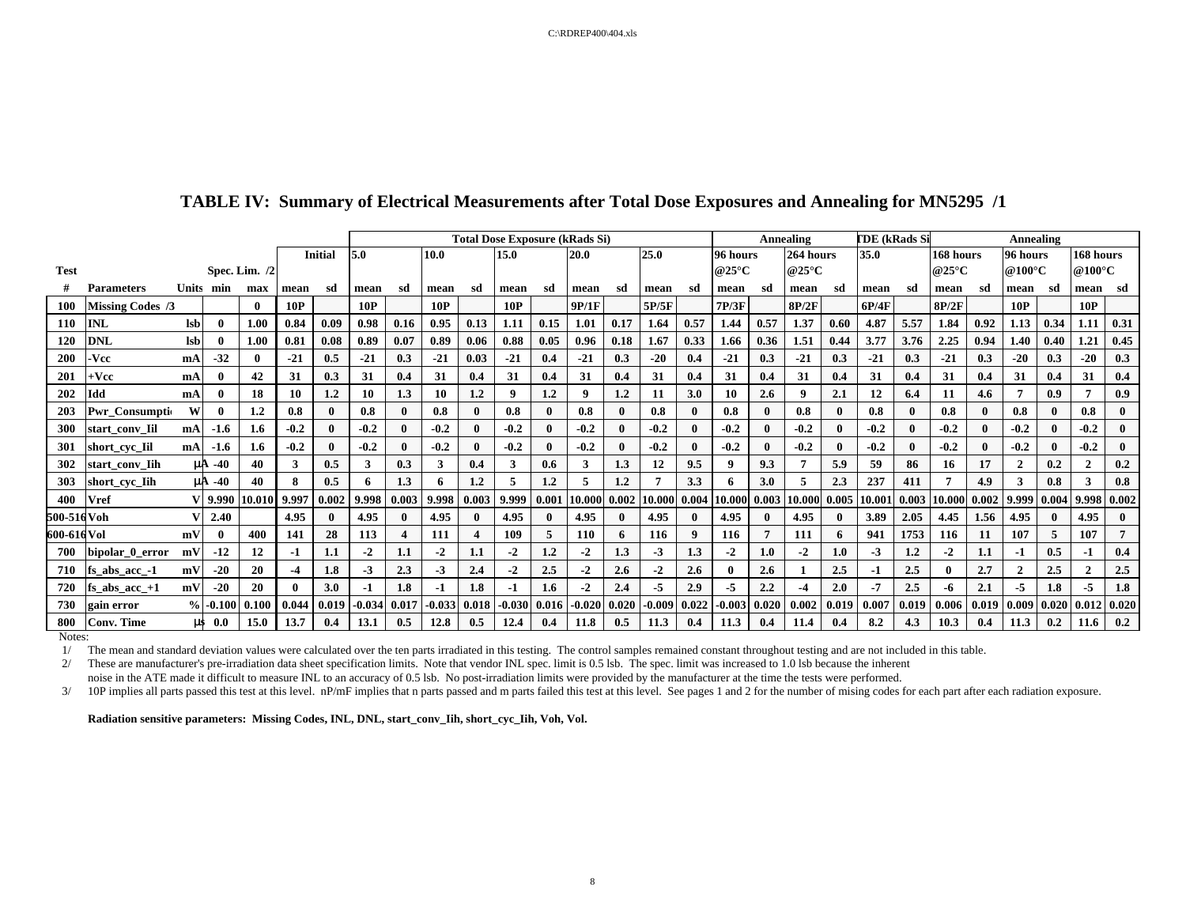# TABLE IV: Summary of Electrical Measurements after Total Dose Exposures and Annealing for MN5295 /1

| Test | | | Spec. Lim. /2 | | Initial | | Total Dose Exposure (kRads Si) 5.0 | | 10.0 | | 15.0 | | 20.0 | | 25.0 | | Annealing 96 hours @25°C | | 264 hours @25°C | | TDE (kRads Si) 35.0 | | Annealing 168 hours @25°C | | 96 hours @100°C | | 168 hours @100°C | |
|---|---|---|---|---|---|---|---|---|---|---|---|---|---|---|---|---|---|---|---|---|---|---|---|---|---|---|---|---|
| # | Parameters | Units | min | max | mean | sd | mean | sd | mean | sd | mean | sd | mean | sd | mean | sd | mean | sd | mean | sd | mean | sd | mean | sd | mean | sd | mean | sd |
| 100 | Missing Codes /3 | | | 0 | 10P | | 10P | | 10P | | 10P | | 9P/1F | | 5P/5F | | 7P/3F | | 8P/2F | | 6P/4F | | 8P/2F | | 10P | | 10P | |
| 110 | INL | lsb | 0 | 1.00 | 0.84 | 0.09 | 0.98 | 0.16 | 0.95 | 0.13 | 1.11 | 0.15 | 1.01 | 0.17 | 1.64 | 0.57 | 1.44 | 0.57 | 1.37 | 0.60 | 4.87 | 5.57 | 1.84 | 0.92 | 1.13 | 0.34 | 1.11 | 0.31 |
| 120 | DNL | lsb | 0 | 1.00 | 0.81 | 0.08 | 0.89 | 0.07 | 0.89 | 0.06 | 0.88 | 0.05 | 0.96 | 0.18 | 1.67 | 0.33 | 1.66 | 0.36 | 1.51 | 0.44 | 3.77 | 3.76 | 2.25 | 0.94 | 1.40 | 0.40 | 1.21 | 0.45 |
| 200 | -Vcc | mA | -32 | 0 | -21 | 0.5 | -21 | 0.3 | -21 | 0.03 | -21 | 0.4 | -21 | 0.3 | -20 | 0.4 | -21 | 0.3 | -21 | 0.3 | -21 | 0.3 | -21 | 0.3 | -20 | 0.3 | -20 | 0.3 |
| 201 | +Vcc | mA | 0 | 42 | 31 | 0.3 | 31 | 0.4 | 31 | 0.4 | 31 | 0.4 | 31 | 0.4 | 31 | 0.4 | 31 | 0.4 | 31 | 0.4 | 31 | 0.4 | 31 | 0.4 | 31 | 0.4 | 31 | 0.4 |
| 202 | Idd | mA | 0 | 18 | 10 | 1.2 | 10 | 1.3 | 10 | 1.2 | 9 | 1.2 | 9 | 1.2 | 11 | 3.0 | 10 | 2.6 | 9 | 2.1 | 12 | 6.4 | 11 | 4.6 | 7 | 0.9 | 7 | 0.9 |
| 203 | Pwr_Consumption | W | 0 | 1.2 | 0.8 | 0 | 0.8 | 0 | 0.8 | 0 | 0.8 | 0 | 0.8 | 0 | 0.8 | 0 | 0.8 | 0 | 0.8 | 0 | 0.8 | 0 | 0.8 | 0 | 0.8 | 0 | 0.8 | 0 |
| 300 | start_conv_Iil | mA | -1.6 | 1.6 | -0.2 | 0 | -0.2 | 0 | -0.2 | 0 | -0.2 | 0 | -0.2 | 0 | -0.2 | 0 | -0.2 | 0 | -0.2 | 0 | -0.2 | 0 | -0.2 | 0 | -0.2 | 0 | -0.2 | 0 |
| 301 | short_cyc_Iil | mA | -1.6 | 1.6 | -0.2 | 0 | -0.2 | 0 | -0.2 | 0 | -0.2 | 0 | -0.2 | 0 | -0.2 | 0 | -0.2 | 0 | -0.2 | 0 | -0.2 | 0 | -0.2 | 0 | -0.2 | 0 | -0.2 | 0 |
| 302 | start_conv_Iih | μA | -40 | 40 | 3 | 0.5 | 3 | 0.3 | 3 | 0.4 | 3 | 0.6 | 3 | 1.3 | 12 | 9.5 | 9 | 9.3 | 7 | 5.9 | 59 | 86 | 16 | 17 | 2 | 0.2 | 2 | 0.2 |
| 303 | short_cyc_Iih | μA | -40 | 40 | 8 | 0.5 | 6 | 1.3 | 6 | 1.2 | 5 | 1.2 | 5 | 1.2 | 7 | 3.3 | 6 | 3.0 | 5 | 2.3 | 237 | 411 | 7 | 4.9 | 3 | 0.8 | 3 | 0.8 |
| 400 | Vref | V | 9.990 | 10.010 | 9.997 | 0.002 | 9.998 | 0.003 | 9.998 | 0.003 | 9.999 | 0.001 | 10.000 | 0.002 | 10.000 | 0.004 | 10.000 | 0.003 | 10.000 | 0.005 | 10.001 | 0.003 | 10.000 | 0.002 | 9.999 | 0.004 | 9.998 | 0.002 |
| 500-516 | Voh | V | 2.40 | | 4.95 | 0 | 4.95 | 0 | 4.95 | 0 | 4.95 | 0 | 4.95 | 0 | 4.95 | 0 | 4.95 | 0 | 4.95 | 0 | 3.89 | 2.05 | 4.45 | 1.56 | 4.95 | 0 | 4.95 | 0 |
| 600-616 | Vol | mV | 0 | 400 | 141 | 28 | 113 | 4 | 111 | 4 | 109 | 5 | 110 | 6 | 116 | 9 | 116 | 7 | 111 | 6 | 941 | 1753 | 116 | 11 | 107 | 5 | 107 | 7 |
| 700 | bipolar_0_error | mV | -12 | 12 | -1 | 1.1 | -2 | 1.1 | -2 | 1.1 | -2 | 1.2 | -2 | 1.3 | -3 | 1.3 | -2 | 1.0 | -2 | 1.0 | -3 | 1.2 | -2 | 1.1 | -1 | 0.5 | -1 | 0.4 |
| 710 | fs_abs_acc_-1 | mV | -20 | 20 | -4 | 1.8 | -3 | 2.3 | -3 | 2.4 | -2 | 2.5 | -2 | 2.6 | -2 | 2.6 | 0 | 2.6 | 1 | 2.5 | -1 | 2.5 | 0 | 2.7 | 2 | 2.5 | 2 | 2.5 |
| 720 | fs_abs_acc_+1 | mV | -20 | 20 | 0 | 3.0 | -1 | 1.8 | -1 | 1.8 | -1 | 1.6 | -2 | 2.4 | -5 | 2.9 | -5 | 2.2 | -4 | 2.0 | -7 | 2.5 | -6 | 2.1 | -5 | 1.8 | -5 | 1.8 |
| 730 | gain error | % | -0.100 | 0.100 | 0.044 | 0.019 | -0.034 | 0.017 | -0.033 | 0.018 | -0.030 | 0.016 | -0.020 | 0.020 | -0.009 | 0.022 | -0.003 | 0.020 | 0.002 | 0.019 | 0.007 | 0.019 | 0.006 | 0.019 | 0.009 | 0.020 | 0.012 | 0.020 |
| 800 | Conv. Time | μs | 0.0 | 15.0 | 13.7 | 0.4 | 13.1 | 0.5 | 12.8 | 0.5 | 12.4 | 0.4 | 11.8 | 0.5 | 11.3 | 0.4 | 11.3 | 0.4 | 11.4 | 0.4 | 8.2 | 4.3 | 10.3 | 0.4 | 11.3 | 0.2 | 11.6 | 0.2 |

Notes:

1/ The mean and standard deviation values were calculated over the ten parts irradiated in this testing. The control samples remained constant throughout testing and are not included in this table.

2/ These are manufacturer's pre-irradiation data sheet specification limits. Note that vendor INL spec. limit is 0.5 lsb. The spec. limit was increased to 1.0 lsb because the inherent noise in the ATE made it difficult to measure INL to an accuracy of 0.5 lsb. No post-irradiation limits were provided by the manufacturer at the time the tests were performed.

3/ 10P implies all parts passed this test at this level. nP/mF implies that n parts passed and m parts failed this test at this level. See pages 1 and 2 for the number of mising codes for each part after each radiation exposure.

**Radiation sensitive parameters: Missing Codes, INL, DNL, start_conv_Iih, short_cyc_Iih, Voh, Vol.**